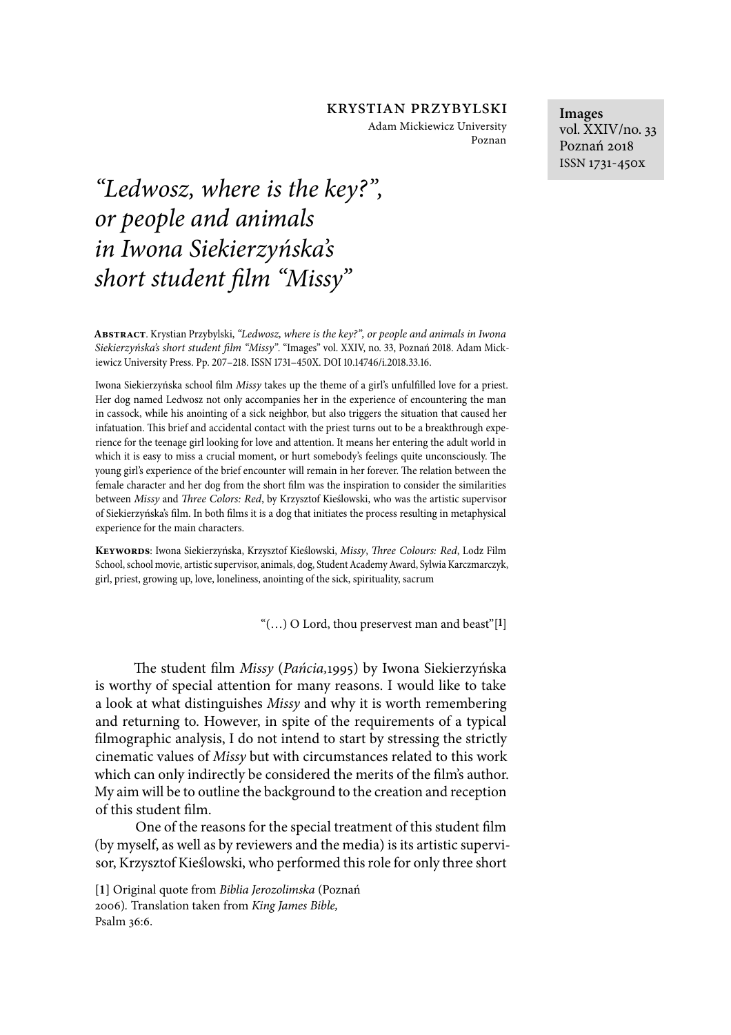KRYSTIAN PRZYBYLSKI
Adam Mickiewicz University
Poznan

**Images**
vol. XXIV/no. 33
Poznań 2018
ISSN 1731-450x

# *"Ledwosz, where is the key?", or people and animals in Iwona Siekierzyńska's short student film "Missy"*

**Abstract**. Krystian Przybylski, *"Ledwosz, where is the key?", or people and animals in Iwona Siekierzyńska's short student film "Missy"*. "Images" vol. XXIV, no. 33, Poznań 2018. Adam Mickiewicz University Press. Pp. 207–218. ISSN 1731–450X. DOI 10.14746/i.2018.33.16.

Iwona Siekierzyńska school film *Missy* takes up the theme of a girl's unfulfilled love for a priest. Her dog named Ledwosz not only accompanies her in the experience of encountering the man in cassock, while his anointing of a sick neighbor, but also triggers the situation that caused her infatuation. This brief and accidental contact with the priest turns out to be a breakthrough experience for the teenage girl looking for love and attention. It means her entering the adult world in which it is easy to miss a crucial moment, or hurt somebody's feelings quite unconsciously. The young girl's experience of the brief encounter will remain in her forever. The relation between the female character and her dog from the short film was the inspiration to consider the similarities between *Missy* and *Three Colors: Red*, by Krzysztof Kieślowski, who was the artistic supervisor of Siekierzyńska's film. In both films it is a dog that initiates the process resulting in metaphysical experience for the main characters.

**Keywords**: Iwona Siekierzyńska, Krzysztof Kieślowski, *Missy*, *Three Colours: Red*, Lodz Film School, school movie, artistic supervisor, animals, dog, Student Academy Award, Sylwia Karczmarczyk, girl, priest, growing up, love, loneliness, anointing of the sick, spirituality, sacrum

"(…) O Lord, thou preservest man and beast"[1]

The student film *Missy* (*Pańcia,*1995) by Iwona Siekierzyńska is worthy of special attention for many reasons. I would like to take a look at what distinguishes *Missy* and why it is worth remembering and returning to. However, in spite of the requirements of a typical filmographic analysis, I do not intend to start by stressing the strictly cinematic values of *Missy* but with circumstances related to this work which can only indirectly be considered the merits of the film's author. My aim will be to outline the background to the creation and reception of this student film.

One of the reasons for the special treatment of this student film (by myself, as well as by reviewers and the media) is its artistic supervisor, Krzysztof Kieślowski, who performed this role for only three short

[1] Original quote from *Biblia Jerozolimska* (Poznań 2006). Translation taken from *King James Bible,* Psalm 36:6.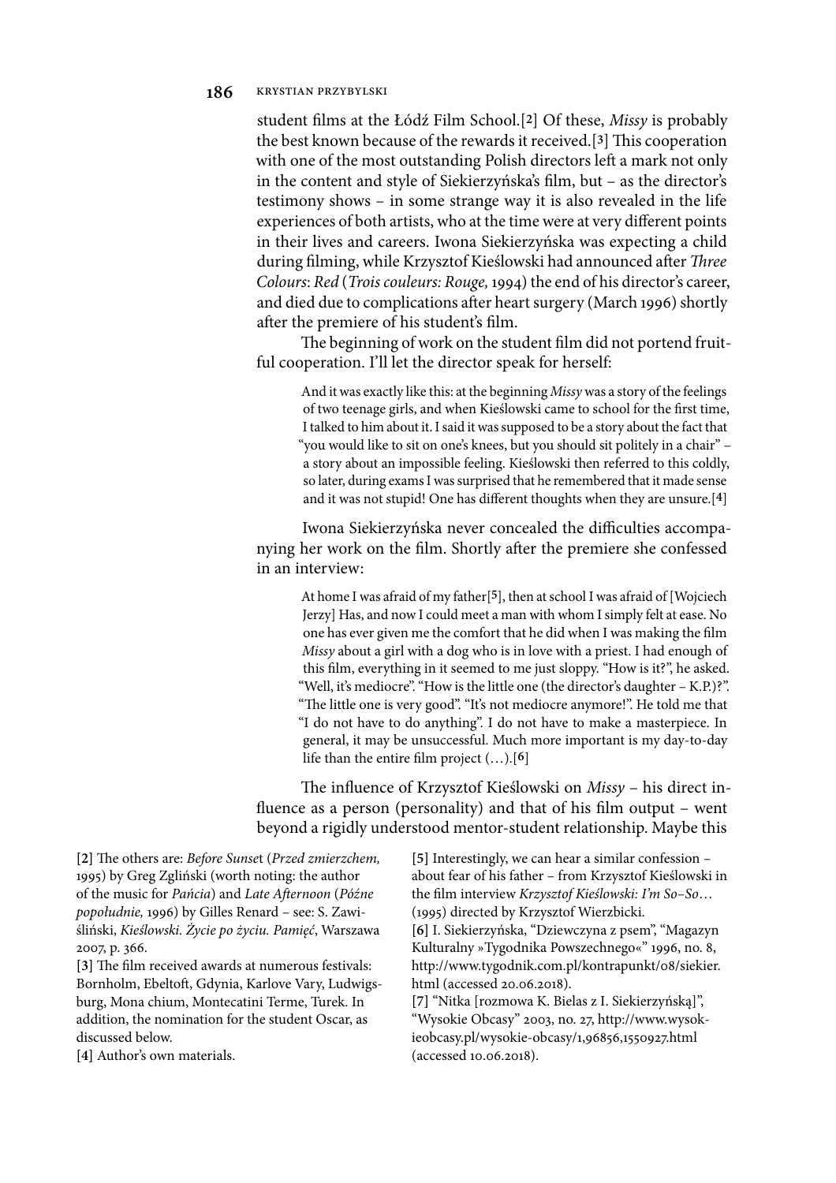student films at the Łódź Film School.[2] Of these, *Missy* is probably the best known because of the rewards it received.[3] This cooperation with one of the most outstanding Polish directors left a mark not only in the content and style of Siekierzyńska's film, but – as the director's testimony shows – in some strange way it is also revealed in the life experiences of both artists, who at the time were at very different points in their lives and careers. Iwona Siekierzyńska was expecting a child during filming, while Krzysztof Kieślowski had announced after *Three Colours*: *Red* (*Trois couleurs: Rouge,* 1994) the end of his director's career, and died due to complications after heart surgery (March 1996) shortly after the premiere of his student's film.

The beginning of work on the student film did not portend fruitful cooperation. I'll let the director speak for herself:

> And it was exactly like this: at the beginning *Missy* was a story of the feelings of two teenage girls, and when Kieślowski came to school for the first time, I talked to him about it. I said it was supposed to be a story about the fact that "you would like to sit on one's knees, but you should sit politely in a chair" – a story about an impossible feeling. Kieślowski then referred to this coldly, so later, during exams I was surprised that he remembered that it made sense and it was not stupid! One has different thoughts when they are unsure.[4]

Iwona Siekierzyńska never concealed the difficulties accompanying her work on the film. Shortly after the premiere she confessed in an interview:

> At home I was afraid of my father[5], then at school I was afraid of [Wojciech Jerzy] Has, and now I could meet a man with whom I simply felt at ease. No one has ever given me the comfort that he did when I was making the film *Missy* about a girl with a dog who is in love with a priest. I had enough of this film, everything in it seemed to me just sloppy. "How is it?", he asked. "Well, it's mediocre". "How is the little one (the director's daughter – K.P.)?". "The little one is very good". "It's not mediocre anymore!". He told me that "I do not have to do anything". I do not have to make a masterpiece. In general, it may be unsuccessful. Much more important is my day-to-day life than the entire film project (…).[6]

The influence of Krzysztof Kieślowski on *Missy* – his direct influence as a person (personality) and that of his film output – went beyond a rigidly understood mentor-student relationship. Maybe this

[2] The others are: *Before Sunset* (*Przed zmierzchem,* 1995) by Greg Zgliński (worth noting: the author of the music for *Pańcia*) and *Late Afternoon* (*Późne popołudnie,* 1996) by Gilles Renard – see: S. Zawiśliński, *Kieślowski. Życie po życiu. Pamięć*, Warszawa 2007, p. 366.

[3] The film received awards at numerous festivals: Bornholm, Ebeltoft, Gdynia, Karlove Vary, Ludwigsburg, Mona chium, Montecatini Terme, Turek. In addition, the nomination for the student Oscar, as discussed below.

[4] Author's own materials.

[5] Interestingly, we can hear a similar confession – about fear of his father – from Krzysztof Kieślowski in the film interview *Krzysztof Kieślowski: I'm So–So*… (1995) directed by Krzysztof Wierzbicki.

[6] I. Siekierzyńska, "Dziewczyna z psem", "Magazyn Kulturalny »Tygodnika Powszechnego«" 1996, no. 8, http://www.tygodnik.com.pl/kontrapunkt/08/siekier.html (accessed 20.06.2018).

[7] "Nitka [rozmowa K. Bielas z I. Siekierzyńską]", "Wysokie Obcasy" 2003, no. 27, http://www.wysokieobcasy.pl/wysokie-obcasy/1,96856,1550927.html (accessed 10.06.2018).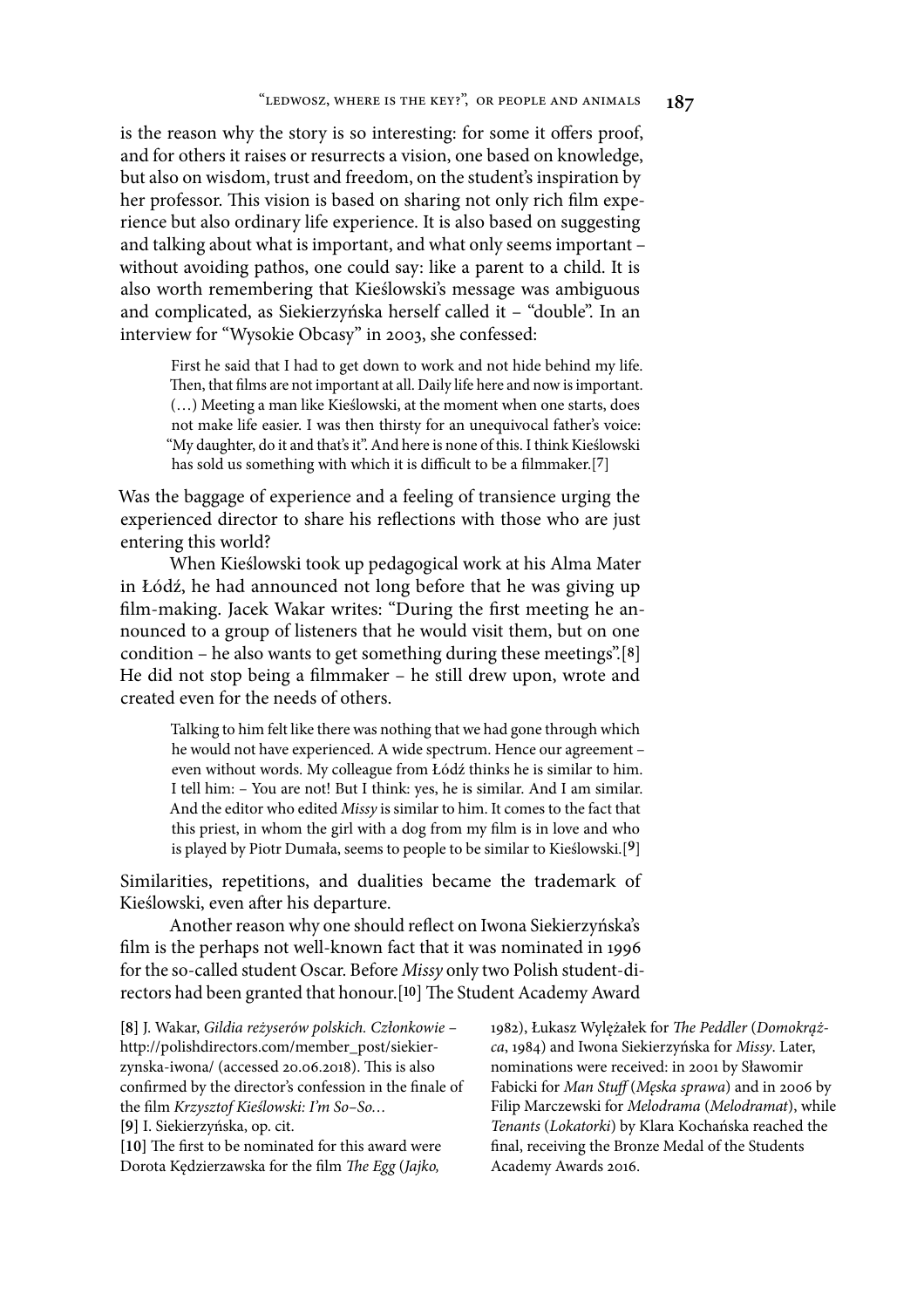is the reason why the story is so interesting: for some it offers proof, and for others it raises or resurrects a vision, one based on knowledge, but also on wisdom, trust and freedom, on the student's inspiration by her professor. This vision is based on sharing not only rich film experience but also ordinary life experience. It is also based on suggesting and talking about what is important, and what only seems important – without avoiding pathos, one could say: like a parent to a child. It is also worth remembering that Kieślowski's message was ambiguous and complicated, as Siekierzyńska herself called it – "double". In an interview for "Wysokie Obcasy" in 2003, she confessed:

> First he said that I had to get down to work and not hide behind my life. Then, that films are not important at all. Daily life here and now is important. (…) Meeting a man like Kieślowski, at the moment when one starts, does not make life easier. I was then thirsty for an unequivocal father's voice: "My daughter, do it and that's it". And here is none of this. I think Kieślowski has sold us something with which it is difficult to be a filmmaker.[7]

Was the baggage of experience and a feeling of transience urging the experienced director to share his reflections with those who are just entering this world?

When Kieślowski took up pedagogical work at his Alma Mater in Łódź, he had announced not long before that he was giving up film-making. Jacek Wakar writes: "During the first meeting he announced to a group of listeners that he would visit them, but on one condition – he also wants to get something during these meetings".[8] He did not stop being a filmmaker – he still drew upon, wrote and created even for the needs of others.

> Talking to him felt like there was nothing that we had gone through which he would not have experienced. A wide spectrum. Hence our agreement – even without words. My colleague from Łódź thinks he is similar to him. I tell him: – You are not! But I think: yes, he is similar. And I am similar. And the editor who edited *Missy* is similar to him. It comes to the fact that this priest, in whom the girl with a dog from my film is in love and who is played by Piotr Dumała, seems to people to be similar to Kieślowski.[9]

Similarities, repetitions, and dualities became the trademark of Kieślowski, even after his departure.

Another reason why one should reflect on Iwona Siekierzyńska's film is the perhaps not well-known fact that it was nominated in 1996 for the so-called student Oscar. Before *Missy* only two Polish student-directors had been granted that honour.[10] The Student Academy Award

[8] J. Wakar, *Gildia reżyserów polskich. Członkowie* – http://polishdirectors.com/member_post/siekierzynska-iwona/ (accessed 20.06.2018). This is also confirmed by the director's confession in the finale of the film *Krzysztof Kieślowski: I'm So–So…*

[9] I. Siekierzyńska, op. cit.

[10] The first to be nominated for this award were Dorota Kędzierzawska for the film *The Egg* (*Jajko*, 1982), Łukasz Wylężałek for *The Peddler* (*Domokrążca*, 1984) and Iwona Siekierzyńska for *Missy*. Later, nominations were received: in 2001 by Sławomir Fabicki for *Man Stuff* (*Męska sprawa*) and in 2006 by Filip Marczewski for *Melodrama* (*Melodramat*), while *Tenants* (*Lokatorki*) by Klara Kochańska reached the final, receiving the Bronze Medal of the Students Academy Awards 2016.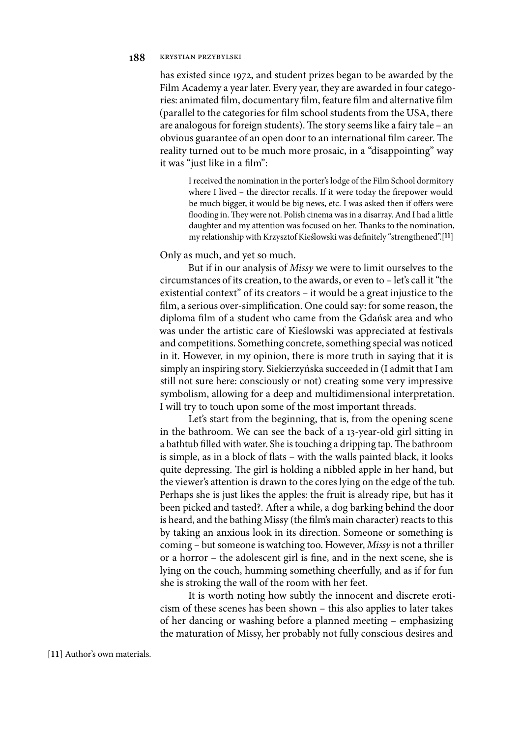has existed since 1972, and student prizes began to be awarded by the Film Academy a year later. Every year, they are awarded in four categories: animated film, documentary film, feature film and alternative film (parallel to the categories for film school students from the USA, there are analogous for foreign students). The story seems like a fairy tale – an obvious guarantee of an open door to an international film career. The reality turned out to be much more prosaic, in a "disappointing" way it was "just like in a film":

> I received the nomination in the porter's lodge of the Film School dormitory where I lived – the director recalls. If it were today the firepower would be much bigger, it would be big news, etc. I was asked then if offers were flooding in. They were not. Polish cinema was in a disarray. And I had a little daughter and my attention was focused on her. Thanks to the nomination, my relationship with Krzysztof Kieślowski was definitely "strengthened".[11]

Only as much, and yet so much.

But if in our analysis of *Missy* we were to limit ourselves to the circumstances of its creation, to the awards, or even to – let's call it "the existential context" of its creators – it would be a great injustice to the film, a serious over-simplification. One could say: for some reason, the diploma film of a student who came from the Gdańsk area and who was under the artistic care of Kieślowski was appreciated at festivals and competitions. Something concrete, something special was noticed in it. However, in my opinion, there is more truth in saying that it is simply an inspiring story. Siekierzyńska succeeded in (I admit that I am still not sure here: consciously or not) creating some very impressive symbolism, allowing for a deep and multidimensional interpretation. I will try to touch upon some of the most important threads.

Let's start from the beginning, that is, from the opening scene in the bathroom. We can see the back of a 13-year-old girl sitting in a bathtub filled with water. She is touching a dripping tap. The bathroom is simple, as in a block of flats – with the walls painted black, it looks quite depressing. The girl is holding a nibbled apple in her hand, but the viewer's attention is drawn to the cores lying on the edge of the tub. Perhaps she is just likes the apples: the fruit is already ripe, but has it been picked and tasted?. After a while, a dog barking behind the door is heard, and the bathing Missy (the film's main character) reacts to this by taking an anxious look in its direction. Someone or something is coming – but someone is watching too. However, *Missy* is not a thriller or a horror – the adolescent girl is fine, and in the next scene, she is lying on the couch, humming something cheerfully, and as if for fun she is stroking the wall of the room with her feet.

It is worth noting how subtly the innocent and discrete eroticism of these scenes has been shown – this also applies to later takes of her dancing or washing before a planned meeting – emphasizing the maturation of Missy, her probably not fully conscious desires and

[11] Author's own materials.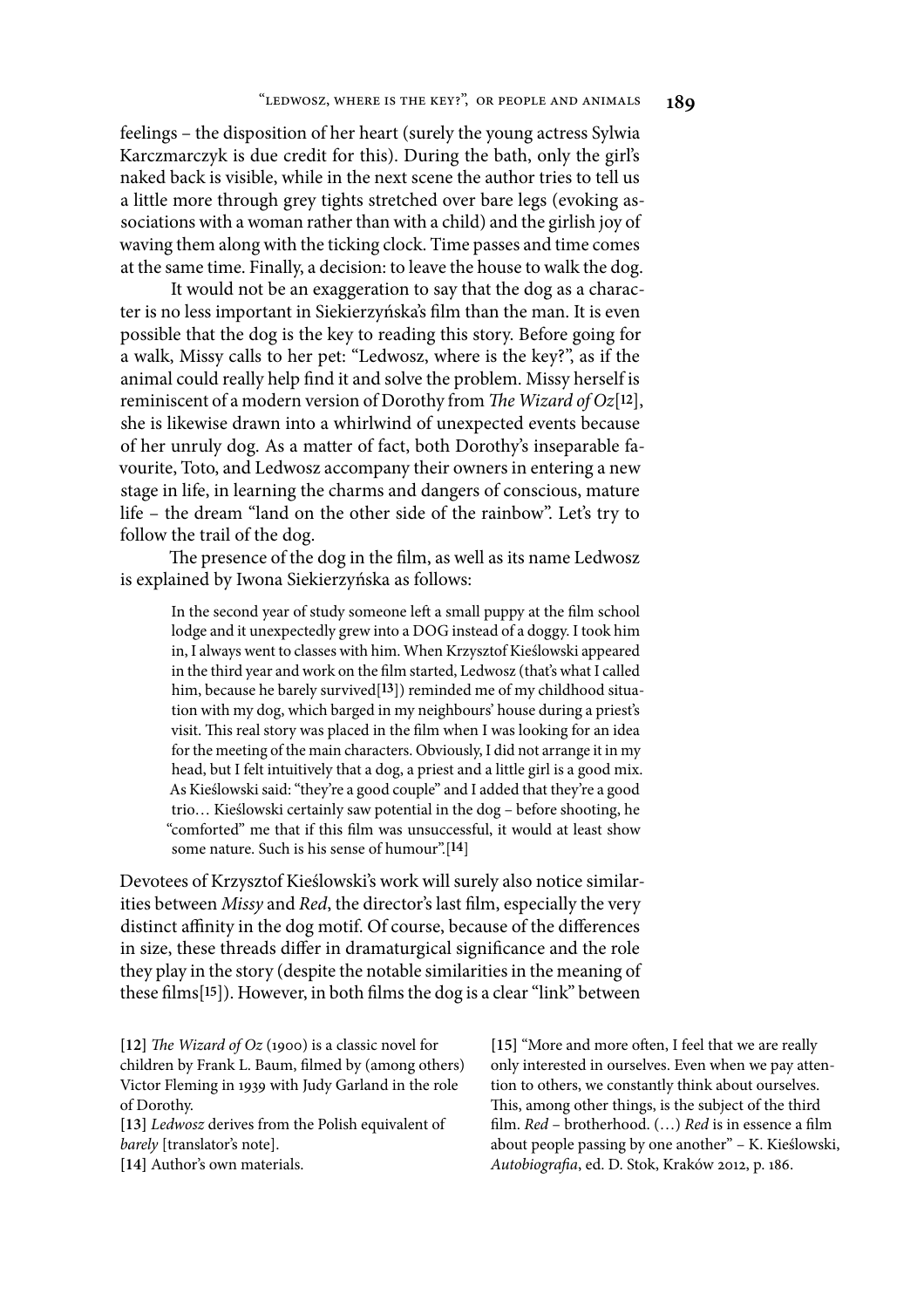feelings – the disposition of her heart (surely the young actress Sylwia Karczmarczyk is due credit for this). During the bath, only the girl's naked back is visible, while in the next scene the author tries to tell us a little more through grey tights stretched over bare legs (evoking associations with a woman rather than with a child) and the girlish joy of waving them along with the ticking clock. Time passes and time comes at the same time. Finally, a decision: to leave the house to walk the dog.

It would not be an exaggeration to say that the dog as a character is no less important in Siekierzyńska's film than the man. It is even possible that the dog is the key to reading this story. Before going for a walk, Missy calls to her pet: "Ledwosz, where is the key?", as if the animal could really help find it and solve the problem. Missy herself is reminiscent of a modern version of Dorothy from *The Wizard of Oz*[12], she is likewise drawn into a whirlwind of unexpected events because of her unruly dog. As a matter of fact, both Dorothy's inseparable favourite, Toto, and Ledwosz accompany their owners in entering a new stage in life, in learning the charms and dangers of conscious, mature life – the dream "land on the other side of the rainbow". Let's try to follow the trail of the dog.

The presence of the dog in the film, as well as its name Ledwosz is explained by Iwona Siekierzyńska as follows:

> In the second year of study someone left a small puppy at the film school lodge and it unexpectedly grew into a DOG instead of a doggy. I took him in, I always went to classes with him. When Krzysztof Kieślowski appeared in the third year and work on the film started, Ledwosz (that's what I called him, because he barely survived[13]) reminded me of my childhood situation with my dog, which barged in my neighbours' house during a priest's visit. This real story was placed in the film when I was looking for an idea for the meeting of the main characters. Obviously, I did not arrange it in my head, but I felt intuitively that a dog, a priest and a little girl is a good mix. As Kieślowski said: "they're a good couple" and I added that they're a good trio… Kieślowski certainly saw potential in the dog – before shooting, he "comforted" me that if this film was unsuccessful, it would at least show some nature. Such is his sense of humour".[14]

Devotees of Krzysztof Kieślowski's work will surely also notice similarities between *Missy* and *Red*, the director's last film, especially the very distinct affinity in the dog motif. Of course, because of the differences in size, these threads differ in dramaturgical significance and the role they play in the story (despite the notable similarities in the meaning of these films[15]). However, in both films the dog is a clear "link" between

[12] *The Wizard of Oz* (1900) is a classic novel for children by Frank L. Baum, filmed by (among others) Victor Fleming in 1939 with Judy Garland in the role of Dorothy.

[13] *Ledwosz* derives from the Polish equivalent of *barely* [translator's note].

[14] Author's own materials.

[15] "More and more often, I feel that we are really only interested in ourselves. Even when we pay attention to others, we constantly think about ourselves. This, among other things, is the subject of the third film. *Red* – brotherhood. (…) *Red* is in essence a film about people passing by one another" – K. Kieślowski, *Autobiografia*, ed. D. Stok, Kraków 2012, p. 186.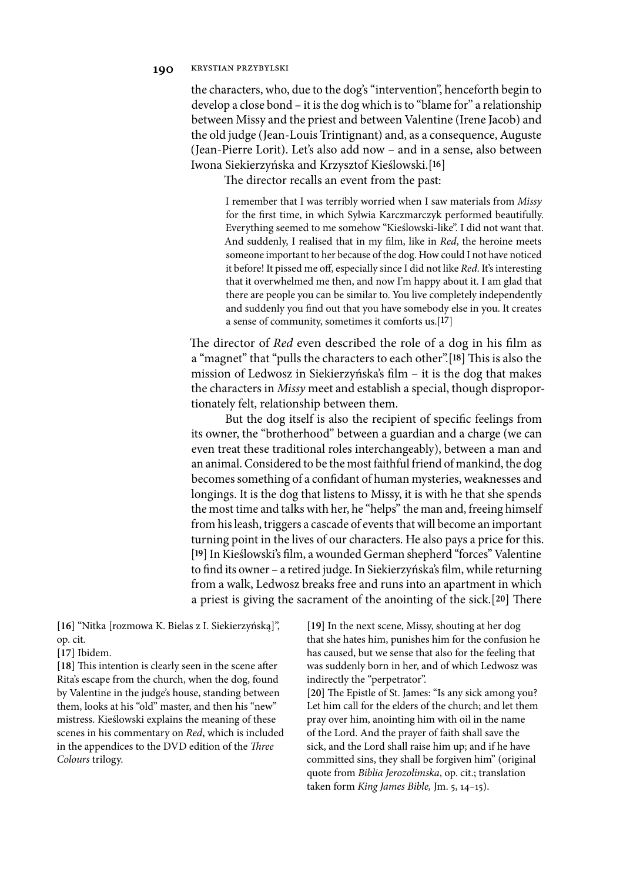the characters, who, due to the dog's "intervention", henceforth begin to develop a close bond – it is the dog which is to "blame for" a relationship between Missy and the priest and between Valentine (Irene Jacob) and the old judge (Jean-Louis Trintignant) and, as a consequence, Auguste (Jean-Pierre Lorit). Let's also add now – and in a sense, also between Iwona Siekierzyńska and Krzysztof Kieślowski.[16]

The director recalls an event from the past:

> I remember that I was terribly worried when I saw materials from *Missy* for the first time, in which Sylwia Karczmarczyk performed beautifully. Everything seemed to me somehow "Kieślowski-like". I did not want that. And suddenly, I realised that in my film, like in *Red*, the heroine meets someone important to her because of the dog. How could I not have noticed it before! It pissed me off, especially since I did not like *Red*. It's interesting that it overwhelmed me then, and now I'm happy about it. I am glad that there are people you can be similar to. You live completely independently and suddenly you find out that you have somebody else in you. It creates a sense of community, sometimes it comforts us.[17]

The director of *Red* even described the role of a dog in his film as a "magnet" that "pulls the characters to each other".[18] This is also the mission of Ledwosz in Siekierzyńska's film – it is the dog that makes the characters in *Missy* meet and establish a special, though disproportionately felt, relationship between them.

But the dog itself is also the recipient of specific feelings from its owner, the "brotherhood" between a guardian and a charge (we can even treat these traditional roles interchangeably), between a man and an animal. Considered to be the most faithful friend of mankind, the dog becomes something of a confidant of human mysteries, weaknesses and longings. It is the dog that listens to Missy, it is with he that she spends the most time and talks with her, he "helps" the man and, freeing himself from his leash, triggers a cascade of events that will become an important turning point in the lives of our characters. He also pays a price for this.[19] In Kieślowski's film, a wounded German shepherd "forces" Valentine to find its owner – a retired judge. In Siekierzyńska's film, while returning from a walk, Ledwosz breaks free and runs into an apartment in which a priest is giving the sacrament of the anointing of the sick.[20] There

---

[16] "Nitka [rozmowa K. Bielas z I. Siekierzyńską]", op. cit.

[17] Ibidem.

[18] This intention is clearly seen in the scene after Rita's escape from the church, when the dog, found by Valentine in the judge's house, standing between them, looks at his "old" master, and then his "new" mistress. Kieślowski explains the meaning of these scenes in his commentary on *Red*, which is included in the appendices to the DVD edition of the *Three Colours* trilogy.

[19] In the next scene, Missy, shouting at her dog that she hates him, punishes him for the confusion he has caused, but we sense that also for the feeling that was suddenly born in her, and of which Ledwosz was indirectly the "perpetrator".

[20] The Epistle of St. James: "Is any sick among you? Let him call for the elders of the church; and let them pray over him, anointing him with oil in the name of the Lord. And the prayer of faith shall save the sick, and the Lord shall raise him up; and if he have committed sins, they shall be forgiven him" (original quote from *Biblia Jerozolimska*, op. cit.; translation taken form *King James Bible,* Jm. 5, 14–15).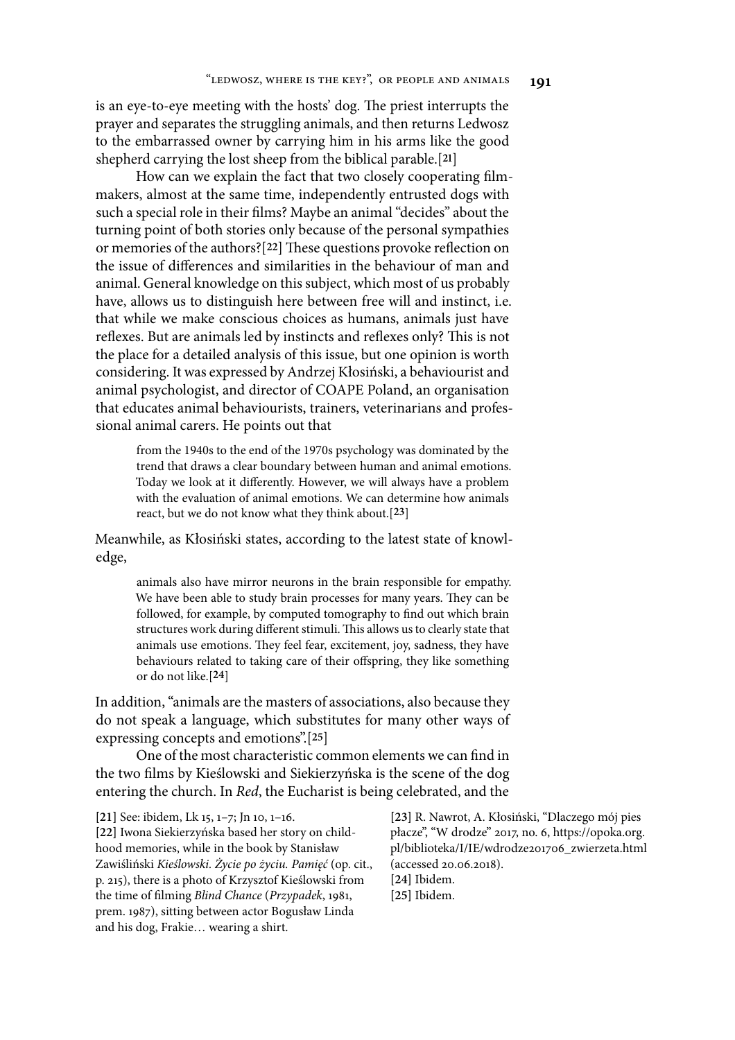is an eye-to-eye meeting with the hosts' dog. The priest interrupts the prayer and separates the struggling animals, and then returns Ledwosz to the embarrassed owner by carrying him in his arms like the good shepherd carrying the lost sheep from the biblical parable.[21]

How can we explain the fact that two closely cooperating filmmakers, almost at the same time, independently entrusted dogs with such a special role in their films? Maybe an animal "decides" about the turning point of both stories only because of the personal sympathies or memories of the authors?[22] These questions provoke reflection on the issue of differences and similarities in the behaviour of man and animal. General knowledge on this subject, which most of us probably have, allows us to distinguish here between free will and instinct, i.e. that while we make conscious choices as humans, animals just have reflexes. But are animals led by instincts and reflexes only? This is not the place for a detailed analysis of this issue, but one opinion is worth considering. It was expressed by Andrzej Kłosiński, a behaviourist and animal psychologist, and director of COAPE Poland, an organisation that educates animal behaviourists, trainers, veterinarians and professional animal carers. He points out that

> from the 1940s to the end of the 1970s psychology was dominated by the trend that draws a clear boundary between human and animal emotions. Today we look at it differently. However, we will always have a problem with the evaluation of animal emotions. We can determine how animals react, but we do not know what they think about.[23]

Meanwhile, as Kłosiński states, according to the latest state of knowledge,

> animals also have mirror neurons in the brain responsible for empathy. We have been able to study brain processes for many years. They can be followed, for example, by computed tomography to find out which brain structures work during different stimuli. This allows us to clearly state that animals use emotions. They feel fear, excitement, joy, sadness, they have behaviours related to taking care of their offspring, they like something or do not like.[24]

In addition, "animals are the masters of associations, also because they do not speak a language, which substitutes for many other ways of expressing concepts and emotions".[25]

One of the most characteristic common elements we can find in the two films by Kieślowski and Siekierzyńska is the scene of the dog entering the church. In *Red*, the Eucharist is being celebrated, and the

[21] See: ibidem, Lk 15, 1–7; Jn 10, 1–16.

[22] Iwona Siekierzyńska based her story on childhood memories, while in the book by Stanisław Zawiśliński *Kieślowski. Życie po życiu. Pamięć* (op. cit., p. 215), there is a photo of Krzysztof Kieślowski from the time of filming *Blind Chance* (*Przypadek*, 1981, prem. 1987), sitting between actor Bogusław Linda and his dog, Frakie… wearing a shirt.

[23] R. Nawrot, A. Kłosiński, "Dlaczego mój pies płacze", "W drodze" 2017, no. 6, https://opoka.org.pl/biblioteka/I/IE/wdrodze201706_zwierzeta.html (accessed 20.06.2018).

[24] Ibidem.

[25] Ibidem.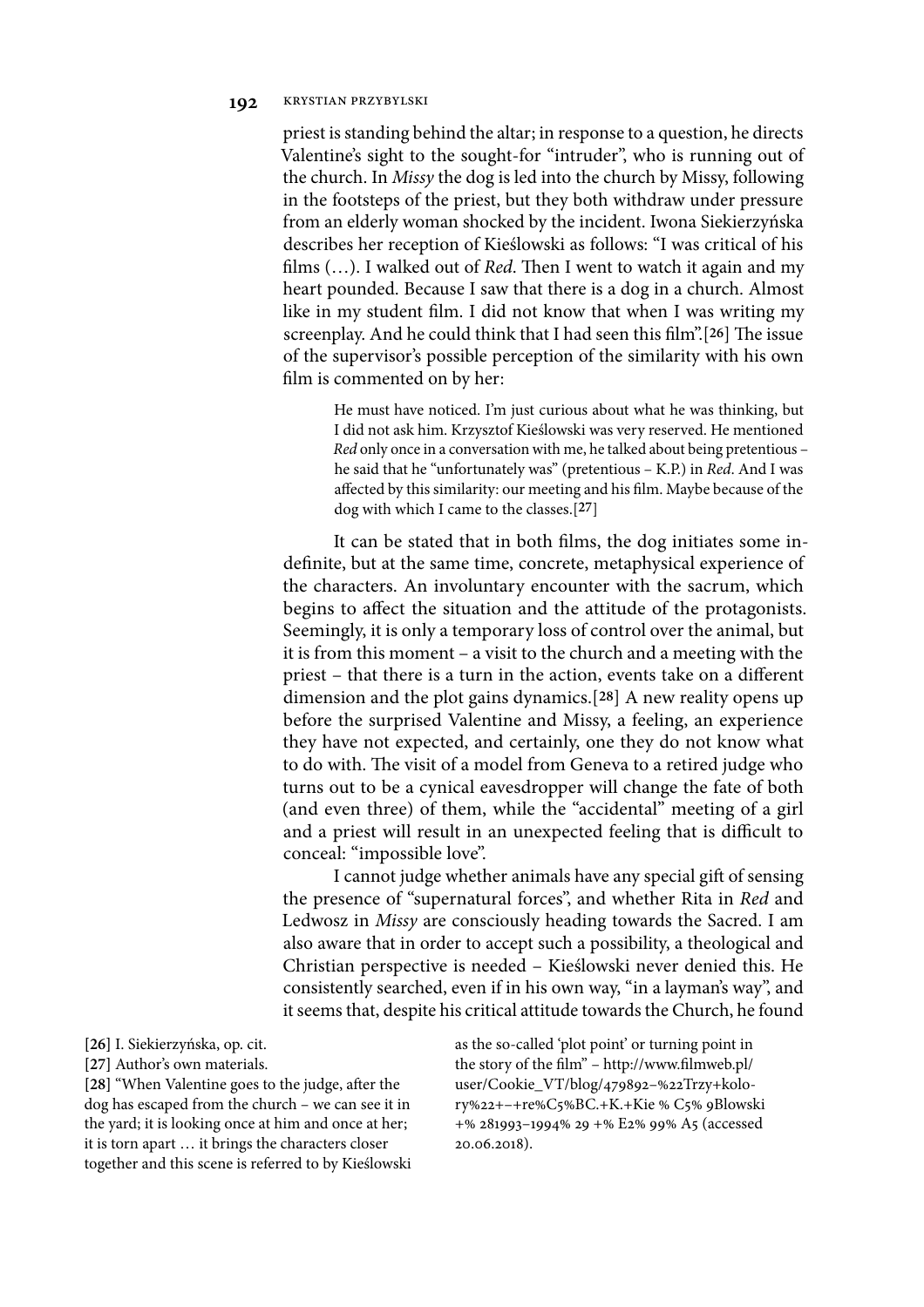priest is standing behind the altar; in response to a question, he directs Valentine's sight to the sought-for "intruder", who is running out of the church. In *Missy* the dog is led into the church by Missy, following in the footsteps of the priest, but they both withdraw under pressure from an elderly woman shocked by the incident. Iwona Siekierzyńska describes her reception of Kieślowski as follows: "I was critical of his films (…). I walked out of *Red*. Then I went to watch it again and my heart pounded. Because I saw that there is a dog in a church. Almost like in my student film. I did not know that when I was writing my screenplay. And he could think that I had seen this film".[26] The issue of the supervisor's possible perception of the similarity with his own film is commented on by her:

> He must have noticed. I'm just curious about what he was thinking, but I did not ask him. Krzysztof Kieślowski was very reserved. He mentioned *Red* only once in a conversation with me, he talked about being pretentious – he said that he "unfortunately was" (pretentious – K.P.) in *Red*. And I was affected by this similarity: our meeting and his film. Maybe because of the dog with which I came to the classes.[27]

It can be stated that in both films, the dog initiates some indefinite, but at the same time, concrete, metaphysical experience of the characters. An involuntary encounter with the sacrum, which begins to affect the situation and the attitude of the protagonists. Seemingly, it is only a temporary loss of control over the animal, but it is from this moment – a visit to the church and a meeting with the priest – that there is a turn in the action, events take on a different dimension and the plot gains dynamics.[28] A new reality opens up before the surprised Valentine and Missy, a feeling, an experience they have not expected, and certainly, one they do not know what to do with. The visit of a model from Geneva to a retired judge who turns out to be a cynical eavesdropper will change the fate of both (and even three) of them, while the "accidental" meeting of a girl and a priest will result in an unexpected feeling that is difficult to conceal: "impossible love".

I cannot judge whether animals have any special gift of sensing the presence of "supernatural forces", and whether Rita in *Red* and Ledwosz in *Missy* are consciously heading towards the Sacred. I am also aware that in order to accept such a possibility, a theological and Christian perspective is needed – Kieślowski never denied this. He consistently searched, even if in his own way, "in a layman's way", and it seems that, despite his critical attitude towards the Church, he found

[26] I. Siekierzyńska, op. cit.

[27] Author's own materials.

[28] "When Valentine goes to the judge, after the dog has escaped from the church – we can see it in the yard; it is looking once at him and once at her; it is torn apart … it brings the characters closer together and this scene is referred to by Kieślowski as the so-called 'plot point' or turning point in the story of the film" – http://www.filmweb.pl/user/Cookie_VT/blog/479892–%22Trzy+kolory%22+–+re%C5%BC.+K.+Kie % C5% 9Blowski +% 281993–1994% 29 +% E2% 99% A5 (accessed 20.06.2018).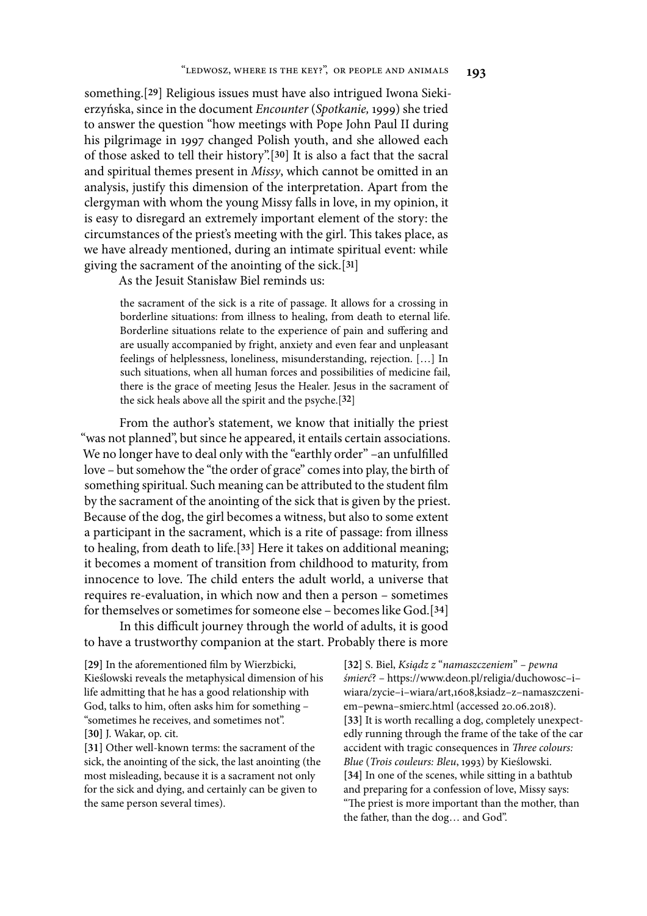something.[29] Religious issues must have also intrigued Iwona Siekierzyńska, since in the document *Encounter* (*Spotkanie,* 1999) she tried to answer the question "how meetings with Pope John Paul II during his pilgrimage in 1997 changed Polish youth, and she allowed each of those asked to tell their history".[30] It is also a fact that the sacral and spiritual themes present in *Missy*, which cannot be omitted in an analysis, justify this dimension of the interpretation. Apart from the clergyman with whom the young Missy falls in love, in my opinion, it is easy to disregard an extremely important element of the story: the circumstances of the priest's meeting with the girl. This takes place, as we have already mentioned, during an intimate spiritual event: while giving the sacrament of the anointing of the sick.[31]

As the Jesuit Stanisław Biel reminds us:

> the sacrament of the sick is a rite of passage. It allows for a crossing in borderline situations: from illness to healing, from death to eternal life. Borderline situations relate to the experience of pain and suffering and are usually accompanied by fright, anxiety and even fear and unpleasant feelings of helplessness, loneliness, misunderstanding, rejection. […] In such situations, when all human forces and possibilities of medicine fail, there is the grace of meeting Jesus the Healer. Jesus in the sacrament of the sick heals above all the spirit and the psyche.[32]

From the author's statement, we know that initially the priest "was not planned", but since he appeared, it entails certain associations. We no longer have to deal only with the "earthly order" –an unfulfilled love – but somehow the "the order of grace" comes into play, the birth of something spiritual. Such meaning can be attributed to the student film by the sacrament of the anointing of the sick that is given by the priest. Because of the dog, the girl becomes a witness, but also to some extent a participant in the sacrament, which is a rite of passage: from illness to healing, from death to life.[33] Here it takes on additional meaning; it becomes a moment of transition from childhood to maturity, from innocence to love. The child enters the adult world, a universe that requires re-evaluation, in which now and then a person – sometimes for themselves or sometimes for someone else – becomes like God.[34]

In this difficult journey through the world of adults, it is good to have a trustworthy companion at the start. Probably there is more

[29] In the aforementioned film by Wierzbicki, Kieślowski reveals the metaphysical dimension of his life admitting that he has a good relationship with God, talks to him, often asks him for something – "sometimes he receives, and sometimes not".

[30] J. Wakar, op. cit.

[31] Other well-known terms: the sacrament of the sick, the anointing of the sick, the last anointing (the most misleading, because it is a sacrament not only for the sick and dying, and certainly can be given to the same person several times).

[32] S. Biel, *Ksiądz z "namaszczeniem" – pewna śmierć*? – https://www.deon.pl/religia/duchowosc–i–wiara/zycie–i–wiara/art,1608,ksiadz–z–namaszczeniem–pewna–smierc.html (accessed 20.06.2018).

[33] It is worth recalling a dog, completely unexpectedly running through the frame of the take of the car accident with tragic consequences in *Three colours: Blue* (*Trois couleurs: Bleu*, 1993) by Kieślowski.

[34] In one of the scenes, while sitting in a bathtub and preparing for a confession of love, Missy says: "The priest is more important than the mother, than the father, than the dog… and God".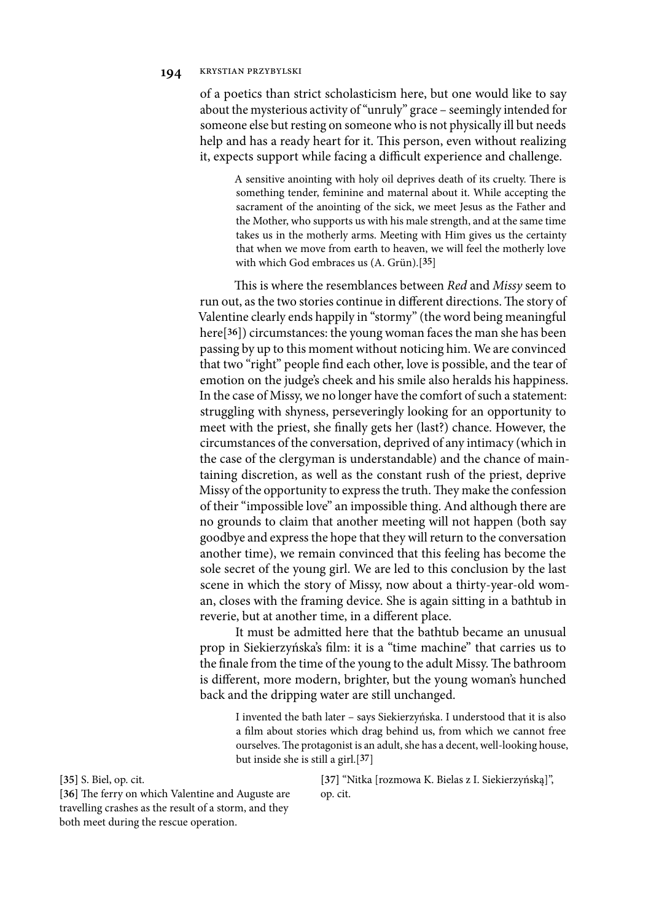of a poetics than strict scholasticism here, but one would like to say about the mysterious activity of "unruly" grace – seemingly intended for someone else but resting on someone who is not physically ill but needs help and has a ready heart for it. This person, even without realizing it, expects support while facing a difficult experience and challenge.

> A sensitive anointing with holy oil deprives death of its cruelty. There is something tender, feminine and maternal about it. While accepting the sacrament of the anointing of the sick, we meet Jesus as the Father and the Mother, who supports us with his male strength, and at the same time takes us in the motherly arms. Meeting with Him gives us the certainty that when we move from earth to heaven, we will feel the motherly love with which God embraces us (A. Grün).[35]

This is where the resemblances between *Red* and *Missy* seem to run out, as the two stories continue in different directions. The story of Valentine clearly ends happily in "stormy" (the word being meaningful here[36]) circumstances: the young woman faces the man she has been passing by up to this moment without noticing him. We are convinced that two "right" people find each other, love is possible, and the tear of emotion on the judge's cheek and his smile also heralds his happiness. In the case of Missy, we no longer have the comfort of such a statement: struggling with shyness, perseveringly looking for an opportunity to meet with the priest, she finally gets her (last?) chance. However, the circumstances of the conversation, deprived of any intimacy (which in the case of the clergyman is understandable) and the chance of maintaining discretion, as well as the constant rush of the priest, deprive Missy of the opportunity to express the truth. They make the confession of their "impossible love" an impossible thing. And although there are no grounds to claim that another meeting will not happen (both say goodbye and express the hope that they will return to the conversation another time), we remain convinced that this feeling has become the sole secret of the young girl. We are led to this conclusion by the last scene in which the story of Missy, now about a thirty-year-old woman, closes with the framing device. She is again sitting in a bathtub in reverie, but at another time, in a different place.

It must be admitted here that the bathtub became an unusual prop in Siekierzyńska's film: it is a "time machine" that carries us to the finale from the time of the young to the adult Missy. The bathroom is different, more modern, brighter, but the young woman's hunched back and the dripping water are still unchanged.

> I invented the bath later – says Siekierzyńska. I understood that it is also a film about stories which drag behind us, from which we cannot free ourselves. The protagonist is an adult, she has a decent, well-looking house, but inside she is still a girl.[37]

[35] S. Biel, op. cit.

[36] The ferry on which Valentine and Auguste are travelling crashes as the result of a storm, and they both meet during the rescue operation.

[37] "Nitka [rozmowa K. Bielas z I. Siekierzyńską]", op. cit.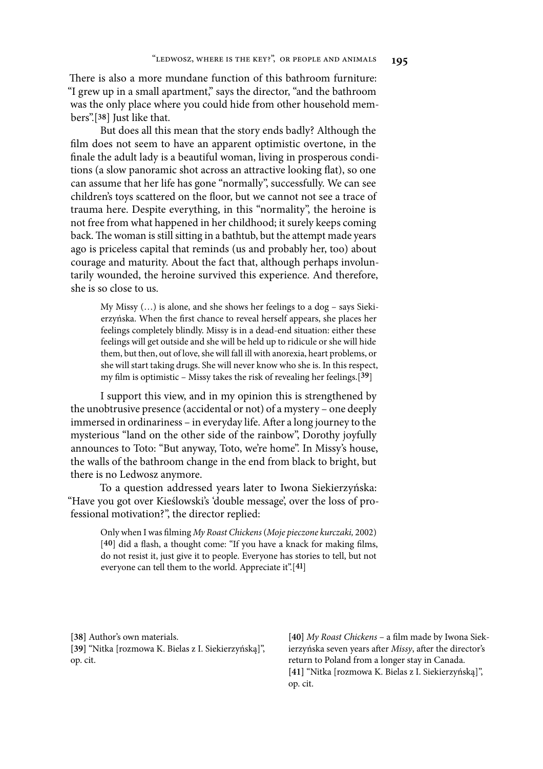There is also a more mundane function of this bathroom furniture: "I grew up in a small apartment," says the director, "and the bathroom was the only place where you could hide from other household members".[38] Just like that.

But does all this mean that the story ends badly? Although the film does not seem to have an apparent optimistic overtone, in the finale the adult lady is a beautiful woman, living in prosperous conditions (a slow panoramic shot across an attractive looking flat), so one can assume that her life has gone "normally", successfully. We can see children's toys scattered on the floor, but we cannot not see a trace of trauma here. Despite everything, in this "normality", the heroine is not free from what happened in her childhood; it surely keeps coming back. The woman is still sitting in a bathtub, but the attempt made years ago is priceless capital that reminds (us and probably her, too) about courage and maturity. About the fact that, although perhaps involuntarily wounded, the heroine survived this experience. And therefore, she is so close to us.

> My Missy (…) is alone, and she shows her feelings to a dog – says Siekierzyńska. When the first chance to reveal herself appears, she places her feelings completely blindly. Missy is in a dead-end situation: either these feelings will get outside and she will be held up to ridicule or she will hide them, but then, out of love, she will fall ill with anorexia, heart problems, or she will start taking drugs. She will never know who she is. In this respect, my film is optimistic – Missy takes the risk of revealing her feelings.[39]

I support this view, and in my opinion this is strengthened by the unobtrusive presence (accidental or not) of a mystery – one deeply immersed in ordinariness – in everyday life. After a long journey to the mysterious "land on the other side of the rainbow", Dorothy joyfully announces to Toto: "But anyway, Toto, we're home". In Missy's house, the walls of the bathroom change in the end from black to bright, but there is no Ledwosz anymore.

To a question addressed years later to Iwona Siekierzyńska: "Have you got over Kieślowski's 'double message', over the loss of professional motivation?", the director replied:

> Only when I was filming *My Roast Chickens* (*Moje pieczone kurczaki,* 2002) [40] did a flash, a thought come: "If you have a knack for making films, do not resist it, just give it to people. Everyone has stories to tell, but not everyone can tell them to the world. Appreciate it".[41]

---

[38] Author's own materials.

[39] "Nitka [rozmowa K. Bielas z I. Siekierzyńską]", op. cit.

[40] *My Roast Chickens* – a film made by Iwona Siekierzyńska seven years after *Missy*, after the director's return to Poland from a longer stay in Canada.

[41] "Nitka [rozmowa K. Bielas z I. Siekierzyńską]", op. cit.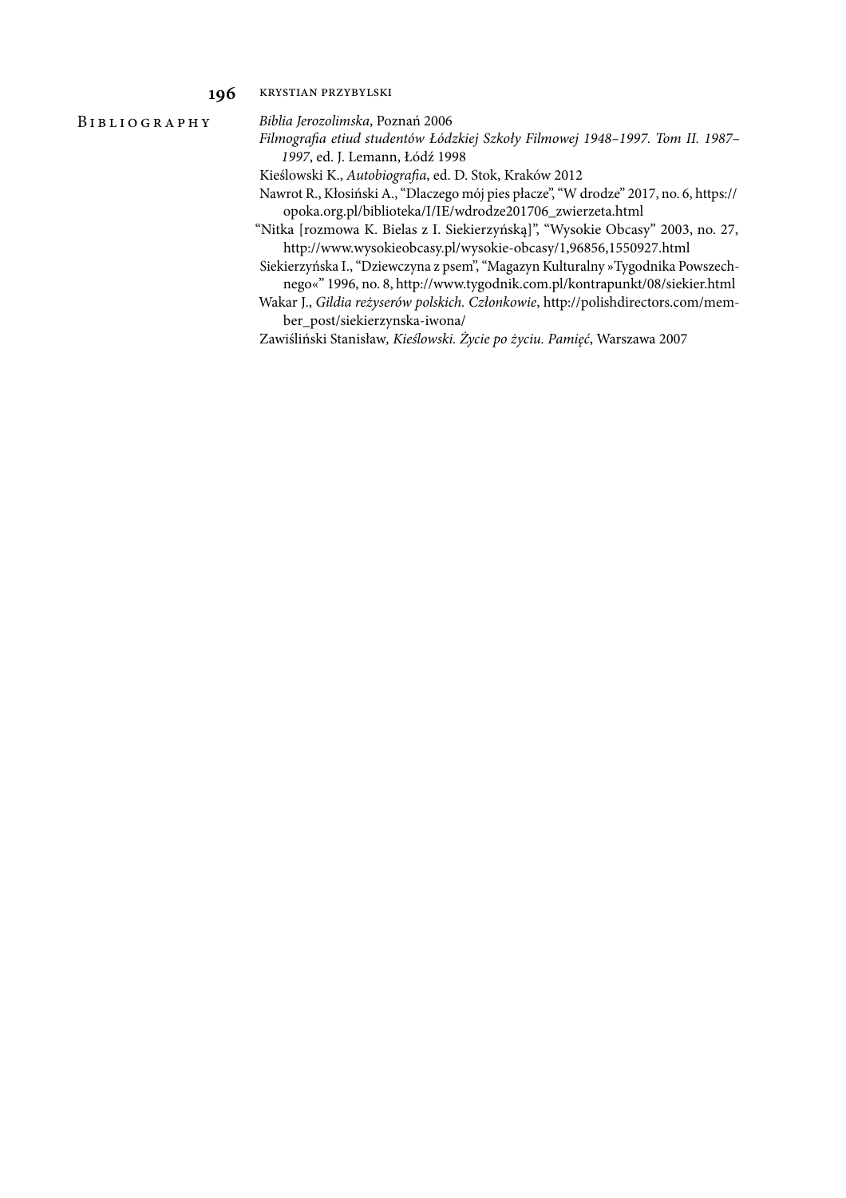## Bibliography

*Biblia Jerozolimska*, Poznań 2006

*Filmografia etiud studentów Łódzkiej Szkoły Filmowej 1948–1997. Tom II. 1987–1997*, ed. J. Lemann, Łódź 1998

Kieślowski K., *Autobiografia*, ed. D. Stok, Kraków 2012

Nawrot R., Kłosiński A., "Dlaczego mój pies płacze", "W drodze" 2017, no. 6, https://opoka.org.pl/biblioteka/I/IE/wdrodze201706_zwierzeta.html

"Nitka [rozmowa K. Bielas z I. Siekierzyńską]", "Wysokie Obcasy" 2003, no. 27, http://www.wysokieobcasy.pl/wysokie-obcasy/1,96856,1550927.html

Siekierzyńska I., "Dziewczyna z psem", "Magazyn Kulturalny »Tygodnika Powszechnego«" 1996, no. 8, http://www.tygodnik.com.pl/kontrapunkt/08/siekier.html

Wakar J., *Gildia reżyserów polskich. Członkowie*, http://polishdirectors.com/member_post/siekierzynska-iwona/

Zawiśliński Stanisław*, Kieślowski. Życie po życiu. Pamięć*, Warszawa 2007